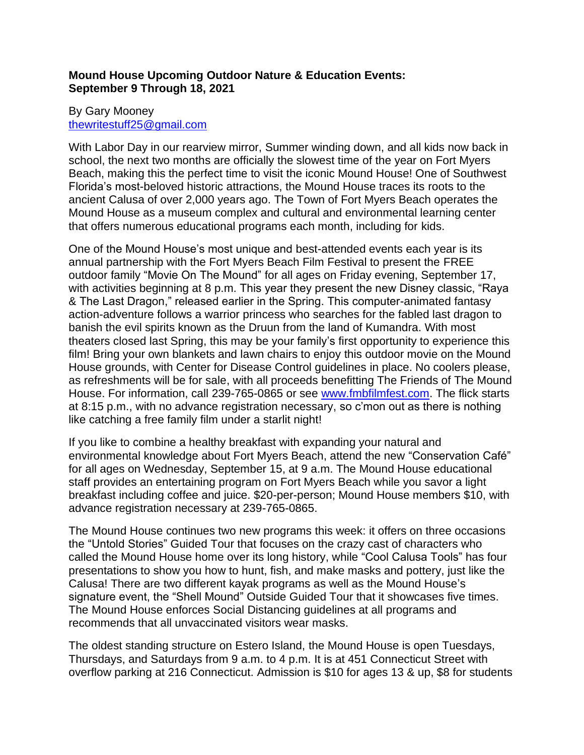**Mound House Upcoming Outdoor Nature & Education Events:**
**September 9 Through 18, 2021**

By Gary Mooney
thewritestuff25@gmail.com

With Labor Day in our rearview mirror, Summer winding down, and all kids now back in school, the next two months are officially the slowest time of the year on Fort Myers Beach, making this the perfect time to visit the iconic Mound House! One of Southwest Florida's most-beloved historic attractions, the Mound House traces its roots to the ancient Calusa of over 2,000 years ago. The Town of Fort Myers Beach operates the Mound House as a museum complex and cultural and environmental learning center that offers numerous educational programs each month, including for kids.

One of the Mound House's most unique and best-attended events each year is its annual partnership with the Fort Myers Beach Film Festival to present the FREE outdoor family "Movie On The Mound" for all ages on Friday evening, September 17, with activities beginning at 8 p.m. This year they present the new Disney classic, "Raya & The Last Dragon," released earlier in the Spring. This computer-animated fantasy action-adventure follows a warrior princess who searches for the fabled last dragon to banish the evil spirits known as the Druun from the land of Kumandra. With most theaters closed last Spring, this may be your family's first opportunity to experience this film! Bring your own blankets and lawn chairs to enjoy this outdoor movie on the Mound House grounds, with Center for Disease Control guidelines in place. No coolers please, as refreshments will be for sale, with all proceeds benefitting The Friends of The Mound House. For information, call 239-765-0865 or see www.fmbfilmfest.com. The flick starts at 8:15 p.m., with no advance registration necessary, so c'mon out as there is nothing like catching a free family film under a starlit night!

If you like to combine a healthy breakfast with expanding your natural and environmental knowledge about Fort Myers Beach, attend the new "Conservation Café" for all ages on Wednesday, September 15, at 9 a.m. The Mound House educational staff provides an entertaining program on Fort Myers Beach while you savor a light breakfast including coffee and juice. $20-per-person; Mound House members $10, with advance registration necessary at 239-765-0865.

The Mound House continues two new programs this week: it offers on three occasions the "Untold Stories" Guided Tour that focuses on the crazy cast of characters who called the Mound House home over its long history, while "Cool Calusa Tools" has four presentations to show you how to hunt, fish, and make masks and pottery, just like the Calusa! There are two different kayak programs as well as the Mound House's signature event, the "Shell Mound" Outside Guided Tour that it showcases five times. The Mound House enforces Social Distancing guidelines at all programs and recommends that all unvaccinated visitors wear masks.

The oldest standing structure on Estero Island, the Mound House is open Tuesdays, Thursdays, and Saturdays from 9 a.m. to 4 p.m. It is at 451 Connecticut Street with overflow parking at 216 Connecticut. Admission is $10 for ages 13 & up, $8 for students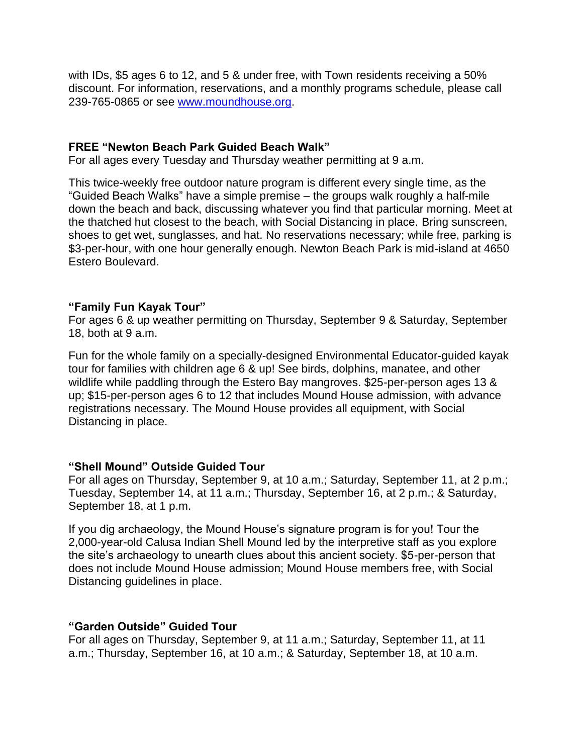with IDs, $5 ages 6 to 12, and 5 & under free, with Town residents receiving a 50% discount. For information, reservations, and a monthly programs schedule, please call 239-765-0865 or see [www.moundhouse.org](http://www.moundhouse.org).

**FREE "Newton Beach Park Guided Beach Walk"**
For all ages every Tuesday and Thursday weather permitting at 9 a.m.

This twice-weekly free outdoor nature program is different every single time, as the "Guided Beach Walks" have a simple premise – the groups walk roughly a half-mile down the beach and back, discussing whatever you find that particular morning. Meet at the thatched hut closest to the beach, with Social Distancing in place. Bring sunscreen, shoes to get wet, sunglasses, and hat. No reservations necessary; while free, parking is $3-per-hour, with one hour generally enough. Newton Beach Park is mid-island at 4650 Estero Boulevard.

**"Family Fun Kayak Tour"**
For ages 6 & up weather permitting on Thursday, September 9 & Saturday, September 18, both at 9 a.m.

Fun for the whole family on a specially-designed Environmental Educator-guided kayak tour for families with children age 6 & up! See birds, dolphins, manatee, and other wildlife while paddling through the Estero Bay mangroves. $25-per-person ages 13 & up; $15-per-person ages 6 to 12 that includes Mound House admission, with advance registrations necessary. The Mound House provides all equipment, with Social Distancing in place.

**"Shell Mound" Outside Guided Tour**
For all ages on Thursday, September 9, at 10 a.m.; Saturday, September 11, at 2 p.m.; Tuesday, September 14, at 11 a.m.; Thursday, September 16, at 2 p.m.; & Saturday, September 18, at 1 p.m.

If you dig archaeology, the Mound House's signature program is for you! Tour the 2,000-year-old Calusa Indian Shell Mound led by the interpretive staff as you explore the site's archaeology to unearth clues about this ancient society. $5-per-person that does not include Mound House admission; Mound House members free, with Social Distancing guidelines in place.

**"Garden Outside" Guided Tour**
For all ages on Thursday, September 9, at 11 a.m.; Saturday, September 11, at 11 a.m.; Thursday, September 16, at 10 a.m.; & Saturday, September 18, at 10 a.m.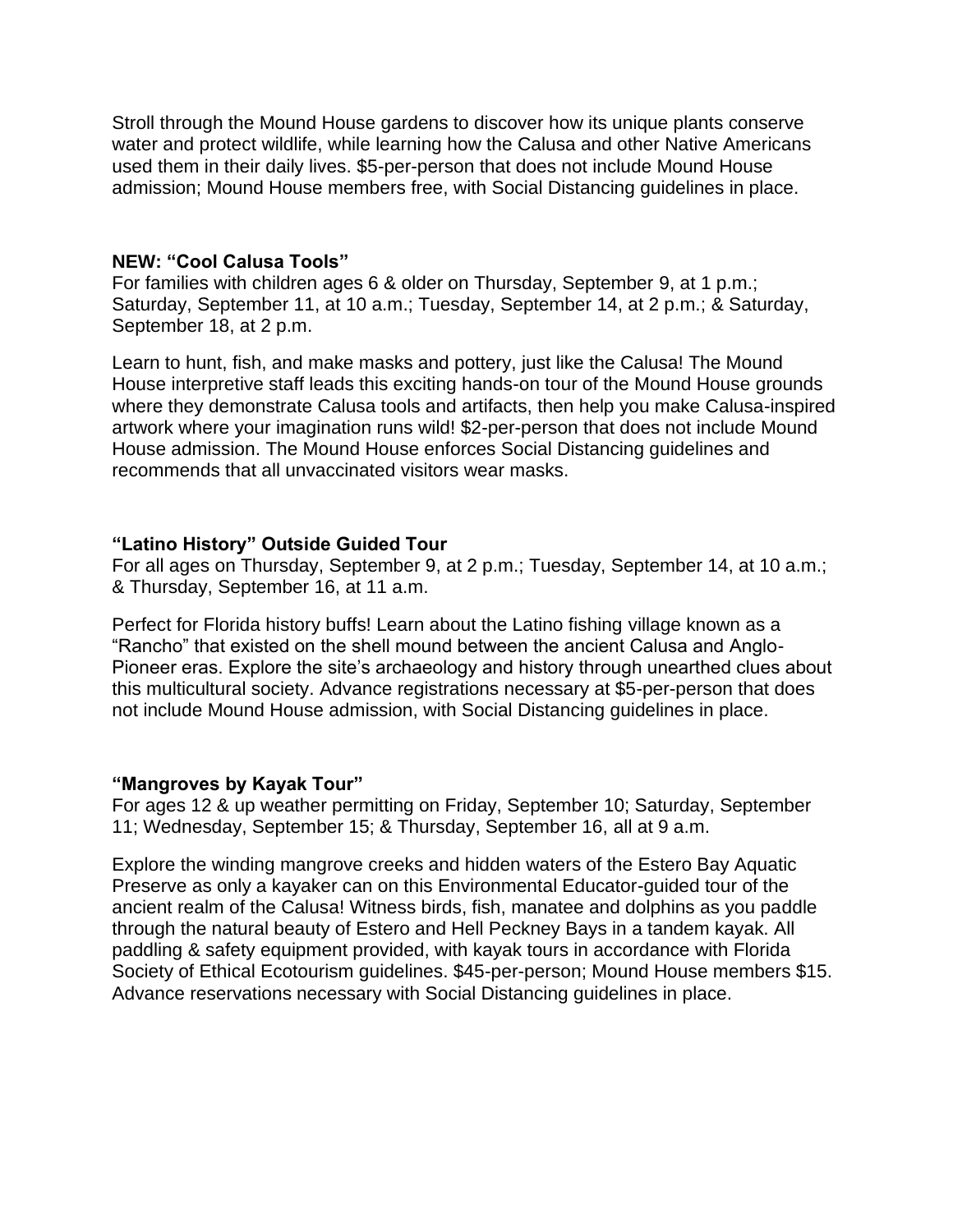Stroll through the Mound House gardens to discover how its unique plants conserve water and protect wildlife, while learning how the Calusa and other Native Americans used them in their daily lives. $5-per-person that does not include Mound House admission; Mound House members free, with Social Distancing guidelines in place.

### NEW: “Cool Calusa Tools”

For families with children ages 6 & older on Thursday, September 9, at 1 p.m.; Saturday, September 11, at 10 a.m.; Tuesday, September 14, at 2 p.m.; & Saturday, September 18, at 2 p.m.

Learn to hunt, fish, and make masks and pottery, just like the Calusa! The Mound House interpretive staff leads this exciting hands-on tour of the Mound House grounds where they demonstrate Calusa tools and artifacts, then help you make Calusa-inspired artwork where your imagination runs wild! $2-per-person that does not include Mound House admission. The Mound House enforces Social Distancing guidelines and recommends that all unvaccinated visitors wear masks.

### “Latino History” Outside Guided Tour

For all ages on Thursday, September 9, at 2 p.m.; Tuesday, September 14, at 10 a.m.; & Thursday, September 16, at 11 a.m.

Perfect for Florida history buffs! Learn about the Latino fishing village known as a “Rancho” that existed on the shell mound between the ancient Calusa and Anglo-Pioneer eras. Explore the site’s archaeology and history through unearthed clues about this multicultural society. Advance registrations necessary at $5-per-person that does not include Mound House admission, with Social Distancing guidelines in place.

### “Mangroves by Kayak Tour”

For ages 12 & up weather permitting on Friday, September 10; Saturday, September 11; Wednesday, September 15; & Thursday, September 16, all at 9 a.m.

Explore the winding mangrove creeks and hidden waters of the Estero Bay Aquatic Preserve as only a kayaker can on this Environmental Educator-guided tour of the ancient realm of the Calusa! Witness birds, fish, manatee and dolphins as you paddle through the natural beauty of Estero and Hell Peckney Bays in a tandem kayak. All paddling & safety equipment provided, with kayak tours in accordance with Florida Society of Ethical Ecotourism guidelines. $45-per-person; Mound House members $15. Advance reservations necessary with Social Distancing guidelines in place.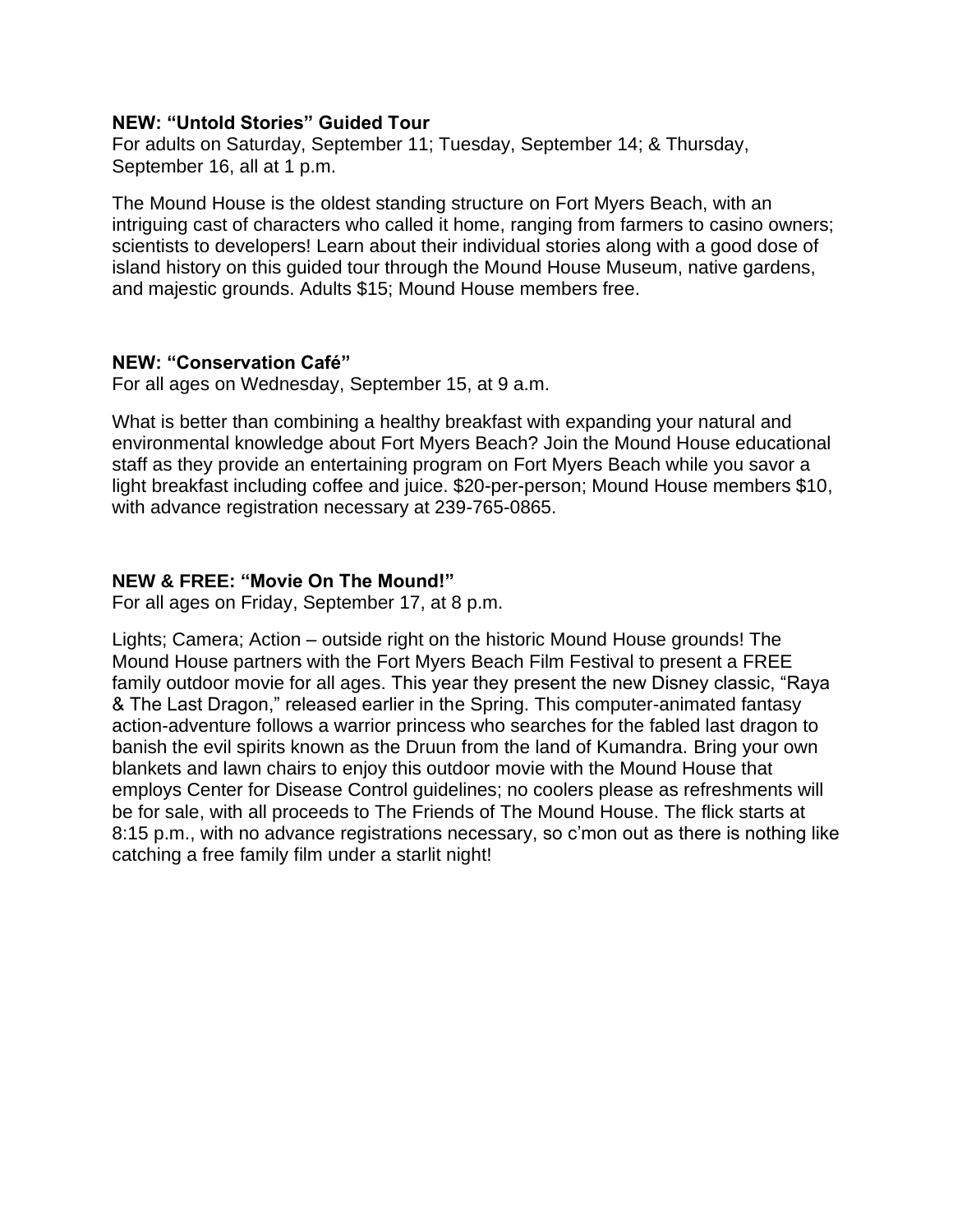**NEW: "Untold Stories" Guided Tour**
For adults on Saturday, September 11; Tuesday, September 14; & Thursday, September 16, all at 1 p.m.

The Mound House is the oldest standing structure on Fort Myers Beach, with an intriguing cast of characters who called it home, ranging from farmers to casino owners; scientists to developers! Learn about their individual stories along with a good dose of island history on this guided tour through the Mound House Museum, native gardens, and majestic grounds. Adults $15; Mound House members free.

**NEW: "Conservation Café"**
For all ages on Wednesday, September 15, at 9 a.m.

What is better than combining a healthy breakfast with expanding your natural and environmental knowledge about Fort Myers Beach? Join the Mound House educational staff as they provide an entertaining program on Fort Myers Beach while you savor a light breakfast including coffee and juice. $20-per-person; Mound House members $10, with advance registration necessary at 239-765-0865.

**NEW & FREE: "Movie On The Mound!"**
For all ages on Friday, September 17, at 8 p.m.

Lights; Camera; Action – outside right on the historic Mound House grounds! The Mound House partners with the Fort Myers Beach Film Festival to present a FREE family outdoor movie for all ages. This year they present the new Disney classic, "Raya & The Last Dragon," released earlier in the Spring. This computer-animated fantasy action-adventure follows a warrior princess who searches for the fabled last dragon to banish the evil spirits known as the Druun from the land of Kumandra. Bring your own blankets and lawn chairs to enjoy this outdoor movie with the Mound House that employs Center for Disease Control guidelines; no coolers please as refreshments will be for sale, with all proceeds to The Friends of The Mound House. The flick starts at 8:15 p.m., with no advance registrations necessary, so c'mon out as there is nothing like catching a free family film under a starlit night!